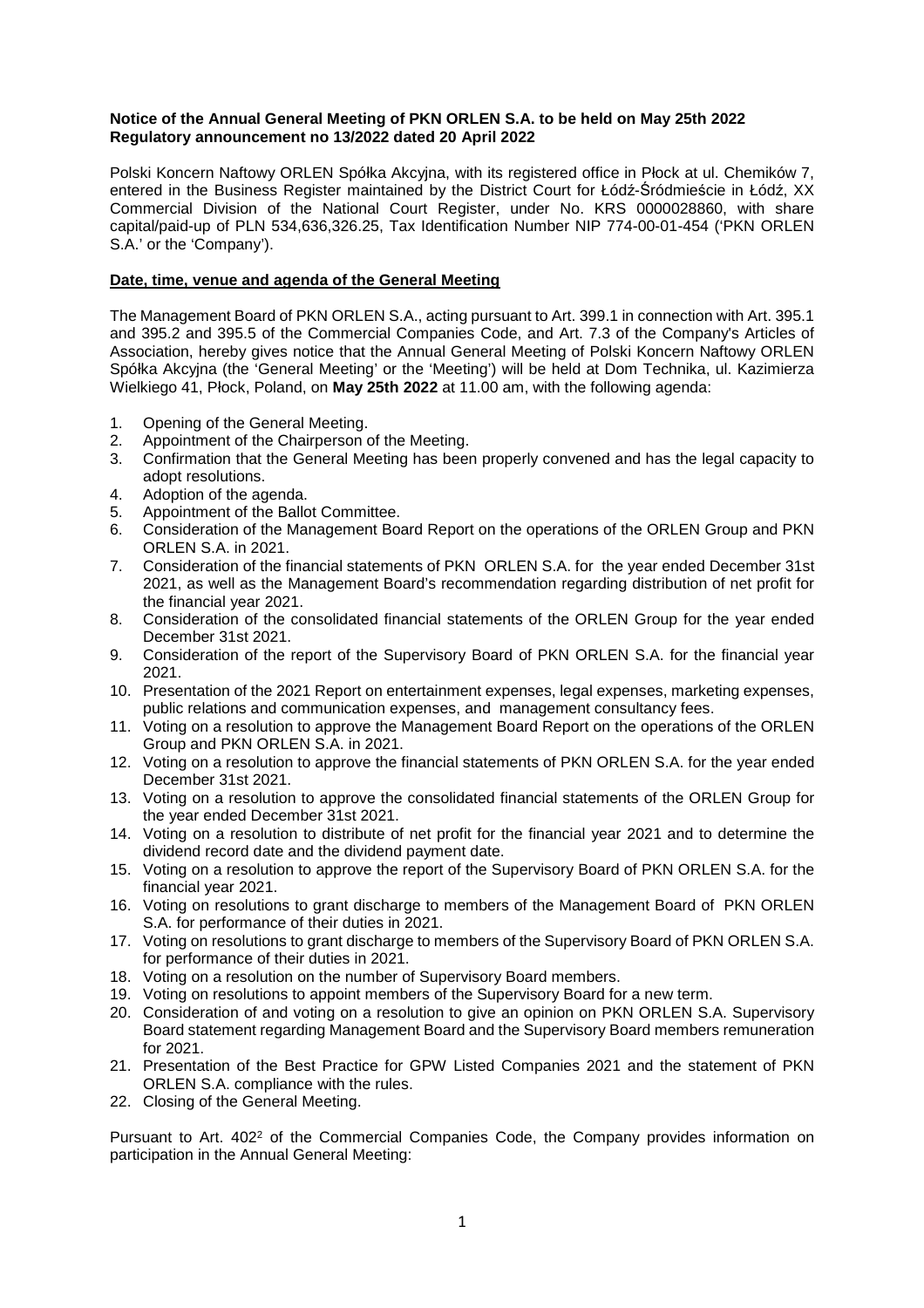**Notice of the Annual General Meeting of PKN ORLEN S.A. to be held on May 25th 2022**
**Regulatory announcement no 13/2022 dated 20 April 2022**

Polski Koncern Naftowy ORLEN Spółka Akcyjna, with its registered office in Płock at ul. Chemików 7, entered in the Business Register maintained by the District Court for Łódź-Śródmieście in Łódź, XX Commercial Division of the National Court Register, under No. KRS 0000028860, with share capital/paid-up of PLN 534,636,326.25, Tax Identification Number NIP 774-00-01-454 ('PKN ORLEN S.A.' or the 'Company').

**Date, time, venue and agenda of the General Meeting**

The Management Board of PKN ORLEN S.A., acting pursuant to Art. 399.1 in connection with Art. 395.1 and 395.2 and 395.5 of the Commercial Companies Code, and Art. 7.3 of the Company's Articles of Association, hereby gives notice that the Annual General Meeting of Polski Koncern Naftowy ORLEN Spółka Akcyjna (the 'General Meeting' or the 'Meeting') will be held at Dom Technika, ul. Kazimierza Wielkiego 41, Płock, Poland, on **May 25th 2022** at 11.00 am, with the following agenda:

1. Opening of the General Meeting.
2. Appointment of the Chairperson of the Meeting.
3. Confirmation that the General Meeting has been properly convened and has the legal capacity to adopt resolutions.
4. Adoption of the agenda.
5. Appointment of the Ballot Committee.
6. Consideration of the Management Board Report on the operations of the ORLEN Group and PKN ORLEN S.A. in 2021.
7. Consideration of the financial statements of PKN ORLEN S.A. for the year ended December 31st 2021, as well as the Management Board's recommendation regarding distribution of net profit for the financial year 2021.
8. Consideration of the consolidated financial statements of the ORLEN Group for the year ended December 31st 2021.
9. Consideration of the report of the Supervisory Board of PKN ORLEN S.A. for the financial year 2021.
10. Presentation of the 2021 Report on entertainment expenses, legal expenses, marketing expenses, public relations and communication expenses, and management consultancy fees.
11. Voting on a resolution to approve the Management Board Report on the operations of the ORLEN Group and PKN ORLEN S.A. in 2021.
12. Voting on a resolution to approve the financial statements of PKN ORLEN S.A. for the year ended December 31st 2021.
13. Voting on a resolution to approve the consolidated financial statements of the ORLEN Group for the year ended December 31st 2021.
14. Voting on a resolution to distribute of net profit for the financial year 2021 and to determine the dividend record date and the dividend payment date.
15. Voting on a resolution to approve the report of the Supervisory Board of PKN ORLEN S.A. for the financial year 2021.
16. Voting on resolutions to grant discharge to members of the Management Board of PKN ORLEN S.A. for performance of their duties in 2021.
17. Voting on resolutions to grant discharge to members of the Supervisory Board of PKN ORLEN S.A. for performance of their duties in 2021.
18. Voting on a resolution on the number of Supervisory Board members.
19. Voting on resolutions to appoint members of the Supervisory Board for a new term.
20. Consideration of and voting on a resolution to give an opinion on PKN ORLEN S.A. Supervisory Board statement regarding Management Board and the Supervisory Board members remuneration for 2021.
21. Presentation of the Best Practice for GPW Listed Companies 2021 and the statement of PKN ORLEN S.A. compliance with the rules.
22. Closing of the General Meeting.

Pursuant to Art. 402[2] of the Commercial Companies Code, the Company provides information on participation in the Annual General Meeting: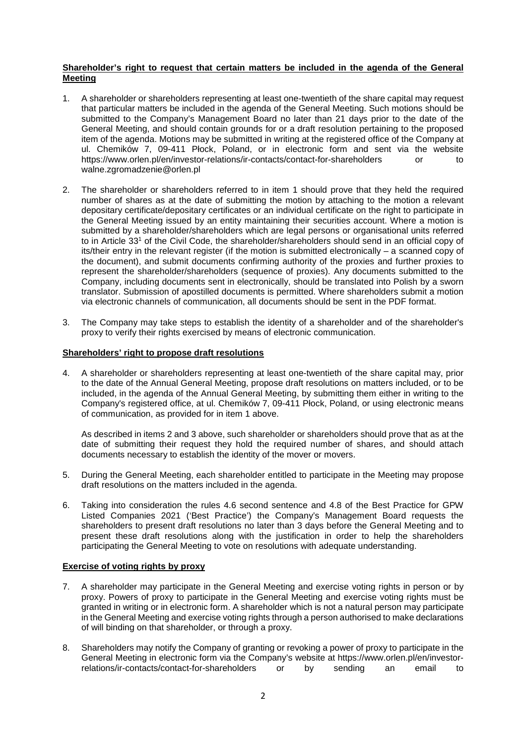**Shareholder's right to request that certain matters be included in the agenda of the General Meeting**

1. A shareholder or shareholders representing at least one-twentieth of the share capital may request that particular matters be included in the agenda of the General Meeting. Such motions should be submitted to the Company's Management Board no later than 21 days prior to the date of the General Meeting, and should contain grounds for or a draft resolution pertaining to the proposed item of the agenda. Motions may be submitted in writing at the registered office of the Company at ul. Chemików 7, 09-411 Płock, Poland, or in electronic form and sent via the website https://www.orlen.pl/en/investor-relations/ir-contacts/contact-for-shareholders or to walne.zgromadzenie@orlen.pl

2. The shareholder or shareholders referred to in item 1 should prove that they held the required number of shares as at the date of submitting the motion by attaching to the motion a relevant depositary certificate/depositary certificates or an individual certificate on the right to participate in the General Meeting issued by an entity maintaining their securities account. Where a motion is submitted by a shareholder/shareholders which are legal persons or organisational units referred to in Article 33[1] of the Civil Code, the shareholder/shareholders should send in an official copy of its/their entry in the relevant register (if the motion is submitted electronically – a scanned copy of the document), and submit documents confirming authority of the proxies and further proxies to represent the shareholder/shareholders (sequence of proxies). Any documents submitted to the Company, including documents sent in electronically, should be translated into Polish by a sworn translator. Submission of apostilled documents is permitted. Where shareholders submit a motion via electronic channels of communication, all documents should be sent in the PDF format.

3. The Company may take steps to establish the identity of a shareholder and of the shareholder's proxy to verify their rights exercised by means of electronic communication.

**Shareholders' right to propose draft resolutions**

4. A shareholder or shareholders representing at least one-twentieth of the share capital may, prior to the date of the Annual General Meeting, propose draft resolutions on matters included, or to be included, in the agenda of the Annual General Meeting, by submitting them either in writing to the Company's registered office, at ul. Chemików 7, 09-411 Płock, Poland, or using electronic means of communication, as provided for in item 1 above.

   As described in items 2 and 3 above, such shareholder or shareholders should prove that as at the date of submitting their request they hold the required number of shares, and should attach documents necessary to establish the identity of the mover or movers.

5. During the General Meeting, each shareholder entitled to participate in the Meeting may propose draft resolutions on the matters included in the agenda.

6. Taking into consideration the rules 4.6 second sentence and 4.8 of the Best Practice for GPW Listed Companies 2021 ('Best Practice') the Company's Management Board requests the shareholders to present draft resolutions no later than 3 days before the General Meeting and to present these draft resolutions along with the justification in order to help the shareholders participating the General Meeting to vote on resolutions with adequate understanding.

**Exercise of voting rights by proxy**

7. A shareholder may participate in the General Meeting and exercise voting rights in person or by proxy. Powers of proxy to participate in the General Meeting and exercise voting rights must be granted in writing or in electronic form. A shareholder which is not a natural person may participate in the General Meeting and exercise voting rights through a person authorised to make declarations of will binding on that shareholder, or through a proxy.

8. Shareholders may notify the Company of granting or revoking a power of proxy to participate in the General Meeting in electronic form via the Company's website at https://www.orlen.pl/en/investor-relations/ir-contacts/contact-for-shareholders or by sending an email to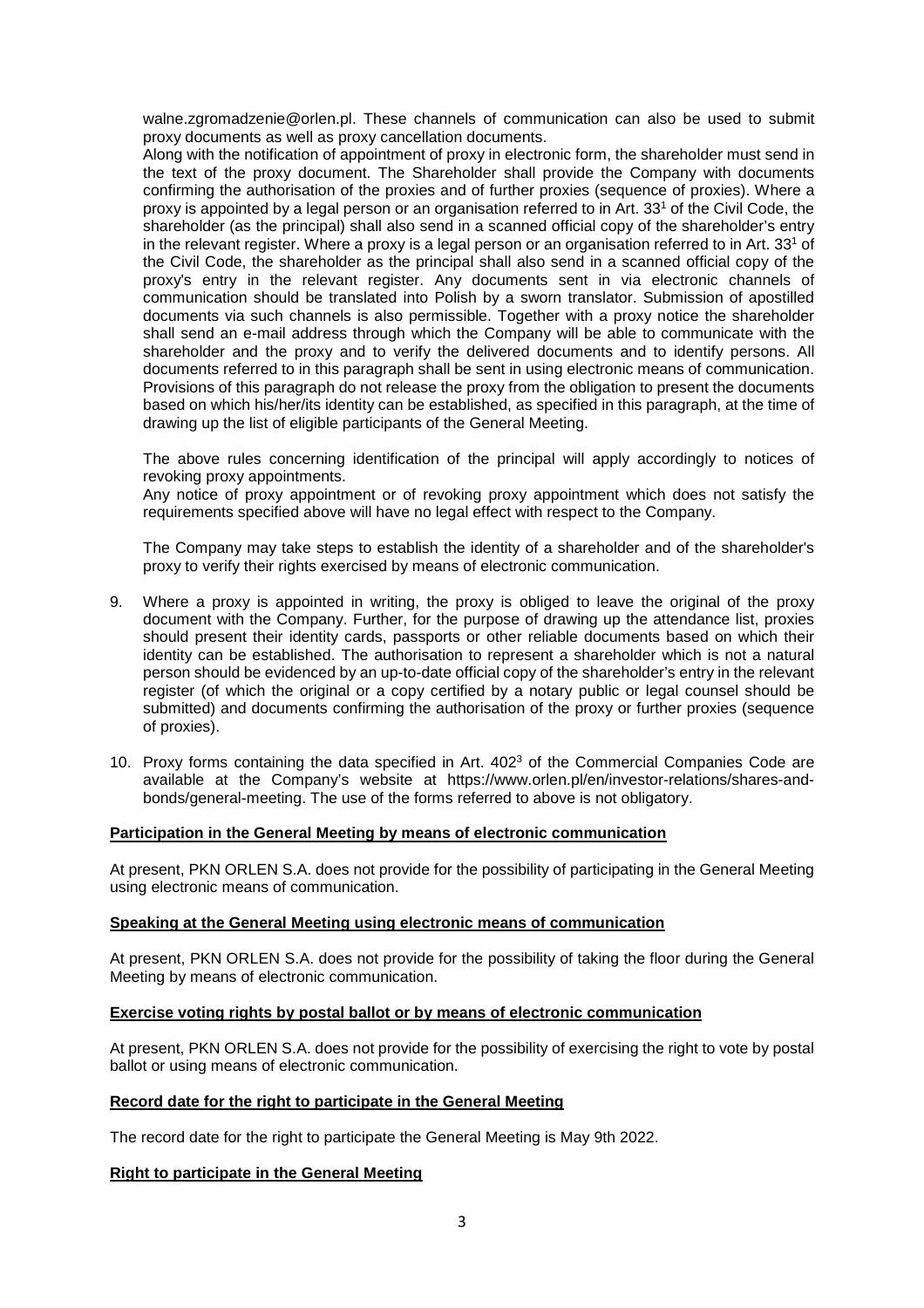walne.zgromadzenie@orlen.pl. These channels of communication can also be used to submit proxy documents as well as proxy cancellation documents.

Along with the notification of appointment of proxy in electronic form, the shareholder must send in the text of the proxy document. The Shareholder shall provide the Company with documents confirming the authorisation of the proxies and of further proxies (sequence of proxies). Where a proxy is appointed by a legal person or an organisation referred to in Art. 33[1] of the Civil Code, the shareholder (as the principal) shall also send in a scanned official copy of the shareholder's entry in the relevant register. Where a proxy is a legal person or an organisation referred to in Art. 33[1] of the Civil Code, the shareholder as the principal shall also send in a scanned official copy of the proxy's entry in the relevant register. Any documents sent in via electronic channels of communication should be translated into Polish by a sworn translator. Submission of apostilled documents via such channels is also permissible. Together with a proxy notice the shareholder shall send an e-mail address through which the Company will be able to communicate with the shareholder and the proxy and to verify the delivered documents and to identify persons. All documents referred to in this paragraph shall be sent in using electronic means of communication. Provisions of this paragraph do not release the proxy from the obligation to present the documents based on which his/her/its identity can be established, as specified in this paragraph, at the time of drawing up the list of eligible participants of the General Meeting.

The above rules concerning identification of the principal will apply accordingly to notices of revoking proxy appointments.

Any notice of proxy appointment or of revoking proxy appointment which does not satisfy the requirements specified above will have no legal effect with respect to the Company.

The Company may take steps to establish the identity of a shareholder and of the shareholder's proxy to verify their rights exercised by means of electronic communication.

9. Where a proxy is appointed in writing, the proxy is obliged to leave the original of the proxy document with the Company. Further, for the purpose of drawing up the attendance list, proxies should present their identity cards, passports or other reliable documents based on which their identity can be established. The authorisation to represent a shareholder which is not a natural person should be evidenced by an up-to-date official copy of the shareholder's entry in the relevant register (of which the original or a copy certified by a notary public or legal counsel should be submitted) and documents confirming the authorisation of the proxy or further proxies (sequence of proxies).

10. Proxy forms containing the data specified in Art. 402[3] of the Commercial Companies Code are available at the Company's website at https://www.orlen.pl/en/investor-relations/shares-and-bonds/general-meeting. The use of the forms referred to above is not obligatory.

**Participation in the General Meeting by means of electronic communication**

At present, PKN ORLEN S.A. does not provide for the possibility of participating in the General Meeting using electronic means of communication.

**Speaking at the General Meeting using electronic means of communication**

At present, PKN ORLEN S.A. does not provide for the possibility of taking the floor during the General Meeting by means of electronic communication.

**Exercise voting rights by postal ballot or by means of electronic communication**

At present, PKN ORLEN S.A. does not provide for the possibility of exercising the right to vote by postal ballot or using means of electronic communication.

**Record date for the right to participate in the General Meeting**

The record date for the right to participate the General Meeting is May 9th 2022.

**Right to participate in the General Meeting**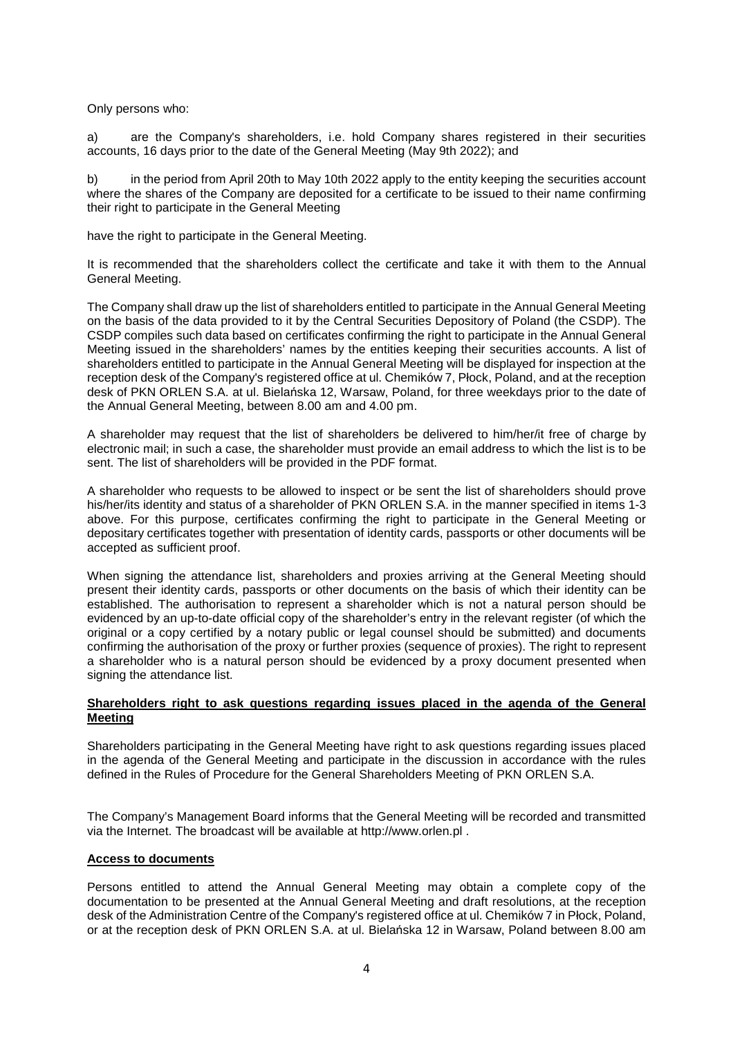Only persons who:

a) are the Company's shareholders, i.e. hold Company shares registered in their securities accounts, 16 days prior to the date of the General Meeting (May 9th 2022); and

b) in the period from April 20th to May 10th 2022 apply to the entity keeping the securities account where the shares of the Company are deposited for a certificate to be issued to their name confirming their right to participate in the General Meeting

have the right to participate in the General Meeting.

It is recommended that the shareholders collect the certificate and take it with them to the Annual General Meeting.

The Company shall draw up the list of shareholders entitled to participate in the Annual General Meeting on the basis of the data provided to it by the Central Securities Depository of Poland (the CSDP). The CSDP compiles such data based on certificates confirming the right to participate in the Annual General Meeting issued in the shareholders' names by the entities keeping their securities accounts. A list of shareholders entitled to participate in the Annual General Meeting will be displayed for inspection at the reception desk of the Company's registered office at ul. Chemików 7, Płock, Poland, and at the reception desk of PKN ORLEN S.A. at ul. Bielańska 12, Warsaw, Poland, for three weekdays prior to the date of the Annual General Meeting, between 8.00 am and 4.00 pm.

A shareholder may request that the list of shareholders be delivered to him/her/it free of charge by electronic mail; in such a case, the shareholder must provide an email address to which the list is to be sent. The list of shareholders will be provided in the PDF format.

A shareholder who requests to be allowed to inspect or be sent the list of shareholders should prove his/her/its identity and status of a shareholder of PKN ORLEN S.A. in the manner specified in items 1-3 above. For this purpose, certificates confirming the right to participate in the General Meeting or depositary certificates together with presentation of identity cards, passports or other documents will be accepted as sufficient proof.

When signing the attendance list, shareholders and proxies arriving at the General Meeting should present their identity cards, passports or other documents on the basis of which their identity can be established. The authorisation to represent a shareholder which is not a natural person should be evidenced by an up-to-date official copy of the shareholder's entry in the relevant register (of which the original or a copy certified by a notary public or legal counsel should be submitted) and documents confirming the authorisation of the proxy or further proxies (sequence of proxies). The right to represent a shareholder who is a natural person should be evidenced by a proxy document presented when signing the attendance list.

**Shareholders right to ask questions regarding issues placed in the agenda of the General Meeting**

Shareholders participating in the General Meeting have right to ask questions regarding issues placed in the agenda of the General Meeting and participate in the discussion in accordance with the rules defined in the Rules of Procedure for the General Shareholders Meeting of PKN ORLEN S.A.

The Company's Management Board informs that the General Meeting will be recorded and transmitted via the Internet. The broadcast will be available at http://www.orlen.pl .

**Access to documents**

Persons entitled to attend the Annual General Meeting may obtain a complete copy of the documentation to be presented at the Annual General Meeting and draft resolutions, at the reception desk of the Administration Centre of the Company's registered office at ul. Chemików 7 in Płock, Poland, or at the reception desk of PKN ORLEN S.A. at ul. Bielańska 12 in Warsaw, Poland between 8.00 am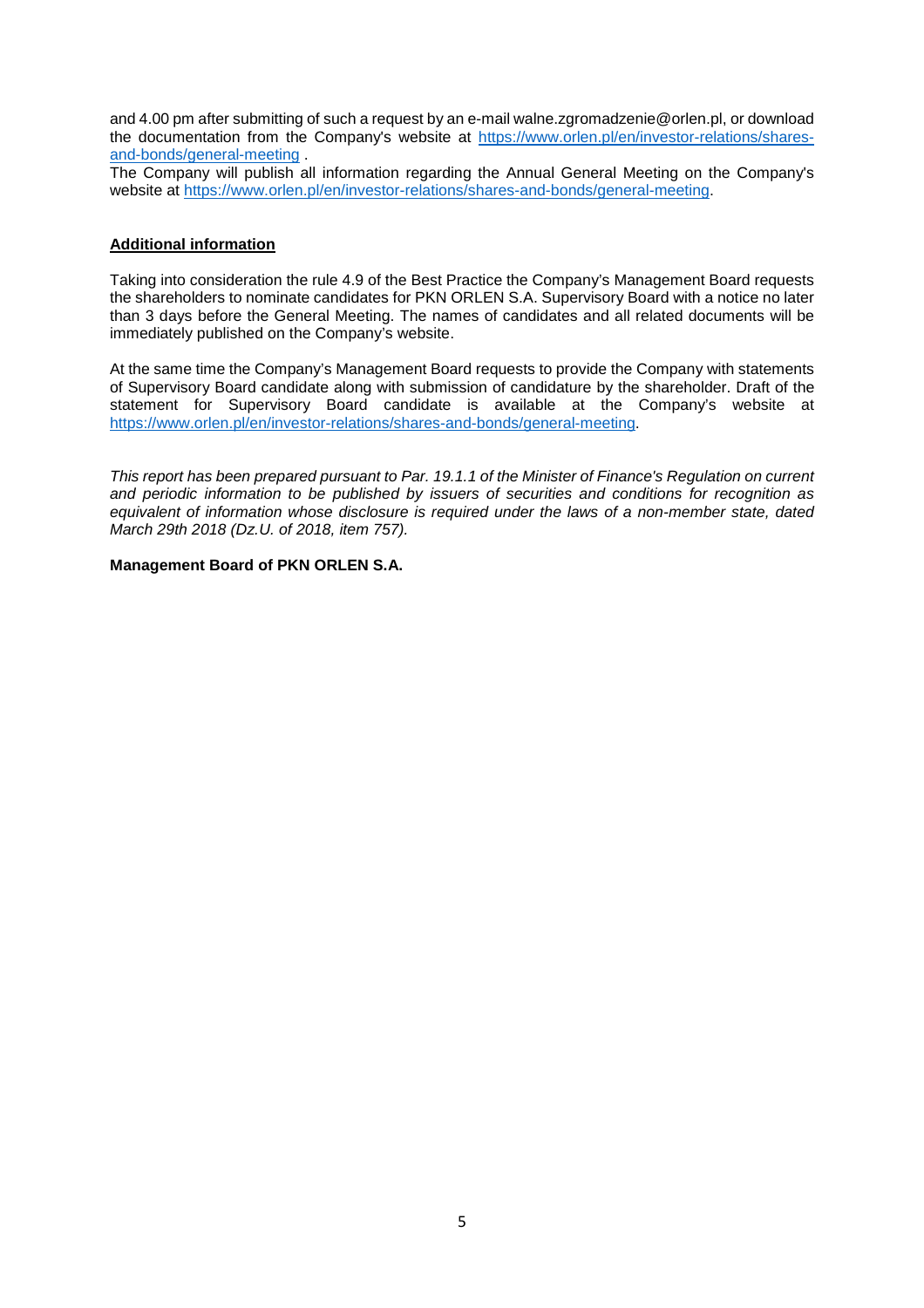and 4.00 pm after submitting of such a request by an e-mail walne.zgromadzenie@orlen.pl, or download the documentation from the Company's website at https://www.orlen.pl/en/investor-relations/shares-and-bonds/general-meeting .
The Company will publish all information regarding the Annual General Meeting on the Company's website at https://www.orlen.pl/en/investor-relations/shares-and-bonds/general-meeting.

**Additional information**

Taking into consideration the rule 4.9 of the Best Practice the Company's Management Board requests the shareholders to nominate candidates for PKN ORLEN S.A. Supervisory Board with a notice no later than 3 days before the General Meeting. The names of candidates and all related documents will be immediately published on the Company's website.

At the same time the Company's Management Board requests to provide the Company with statements of Supervisory Board candidate along with submission of candidature by the shareholder. Draft of the statement for Supervisory Board candidate is available at the Company's website at https://www.orlen.pl/en/investor-relations/shares-and-bonds/general-meeting.

*This report has been prepared pursuant to Par. 19.1.1 of the Minister of Finance's Regulation on current and periodic information to be published by issuers of securities and conditions for recognition as equivalent of information whose disclosure is required under the laws of a non-member state, dated March 29th 2018 (Dz.U. of 2018, item 757).*

**Management Board of PKN ORLEN S.A.**